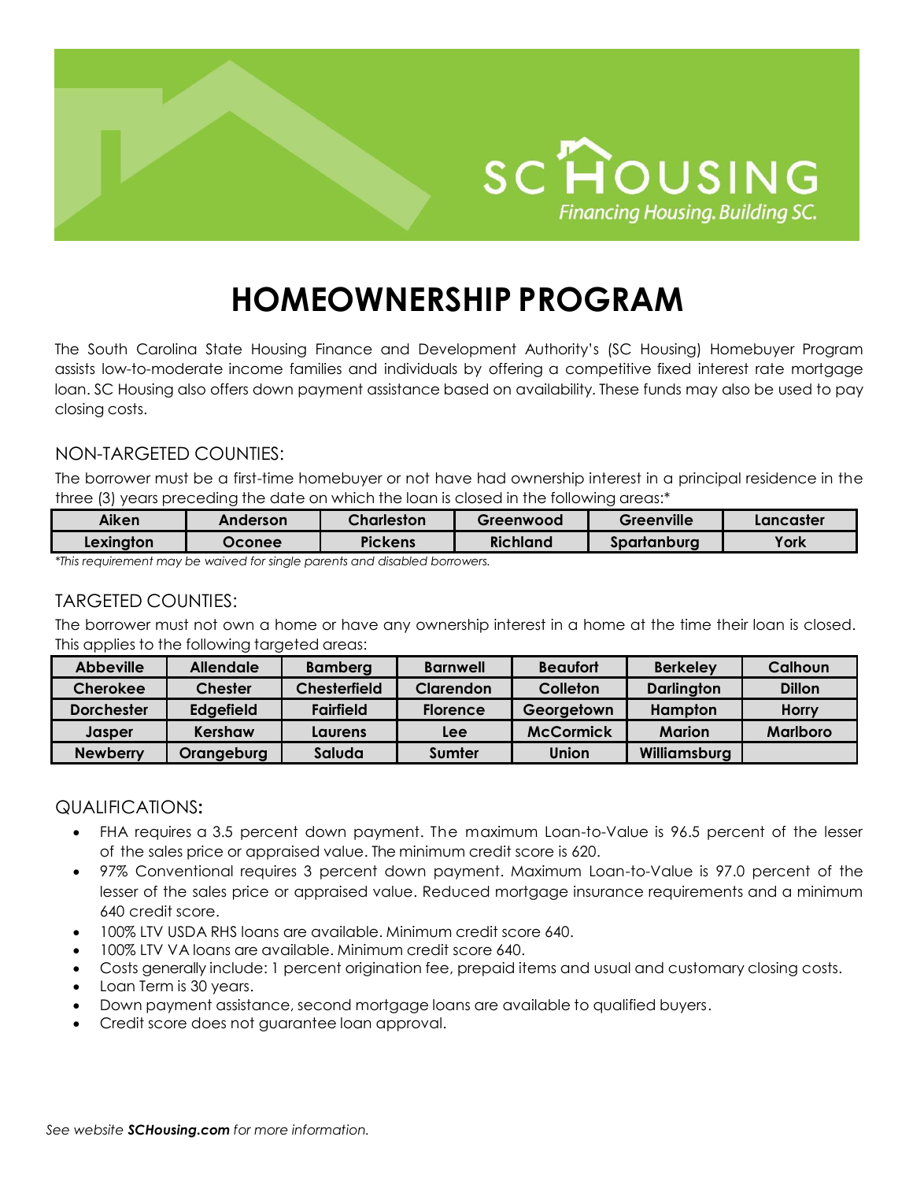SC HOUSING

*Financing Housing. Building SC.*

# HOMEOWNERSHIP PROGRAM

The South Carolina State Housing Finance and Development Authority's (SC Housing) Homebuyer Program assists low-to-moderate income families and individuals by offering a competitive fixed interest rate mortgage loan. SC Housing also offers down payment assistance based on availability. These funds may also be used to pay closing costs.

## NON-TARGETED COUNTIES:

The borrower must be a first-time homebuyer or not have had ownership interest in a principal residence in the three (3) years preceding the date on which the loan is closed in the following areas:*

| Aiken | Anderson | Charleston | Greenwood | Greenville | Lancaster |
|---|---|---|---|---|---|
| Lexington | Oconee | Pickens | Richland | Spartanburg | York |

*This requirement may be waived for single parents and disabled borrowers.*

## TARGETED COUNTIES:

The borrower must not own a home or have any ownership interest in a home at the time their loan is closed. This applies to the following targeted areas:

| Abbeville | Allendale | Bamberg | Barnwell | Beaufort | Berkeley | Calhoun |
|---|---|---|---|---|---|---|
| Cherokee | Chester | Chesterfield | Clarendon | Colleton | Darlington | Dillon |
| Dorchester | Edgefield | Fairfield | Florence | Georgetown | Hampton | Horry |
| Jasper | Kershaw | Laurens | Lee | McCormick | Marion | Marlboro |
| Newberry | Orangeburg | Saluda | Sumter | Union | Williamsburg | |

## QUALIFICATIONS:

- FHA requires a 3.5 percent down payment. The maximum Loan-to-Value is 96.5 percent of the lesser of the sales price or appraised value. The minimum credit score is 620.
- 97% Conventional requires 3 percent down payment. Maximum Loan-to-Value is 97.0 percent of the lesser of the sales price or appraised value. Reduced mortgage insurance requirements and a minimum 640 credit score.
- 100% LTV USDA RHS loans are available. Minimum credit score 640.
- 100% LTV VA loans are available. Minimum credit score 640.
- Costs generally include: 1 percent origination fee, prepaid items and usual and customary closing costs.
- Loan Term is 30 years.
- Down payment assistance, second mortgage loans are available to qualified buyers.
- Credit score does not guarantee loan approval.

*See website **SCHousing.com** for more information.*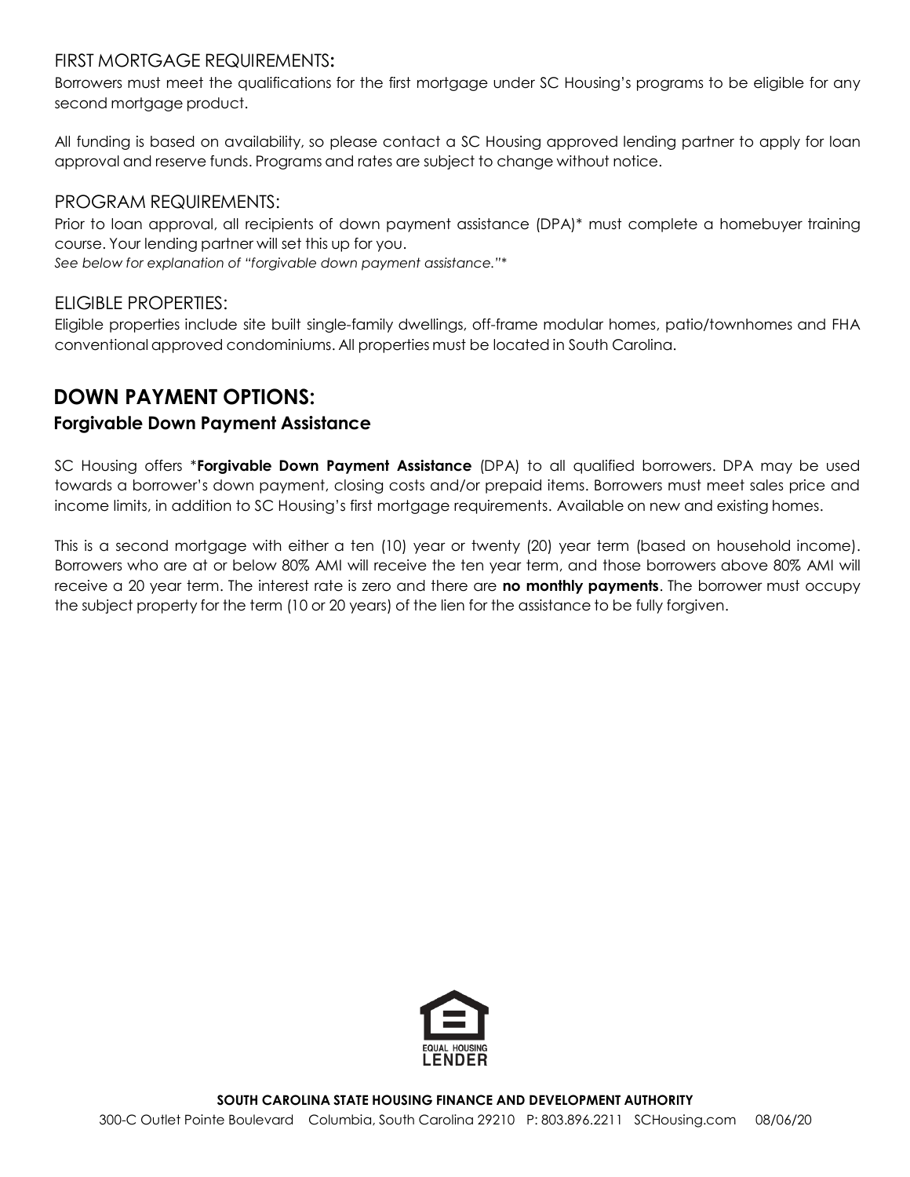## FIRST MORTGAGE REQUIREMENTS:

Borrowers must meet the qualifications for the first mortgage under SC Housing's programs to be eligible for any second mortgage product.

All funding is based on availability, so please contact a SC Housing approved lending partner to apply for loan approval and reserve funds. Programs and rates are subject to change without notice.

## PROGRAM REQUIREMENTS:

Prior to loan approval, all recipients of down payment assistance (DPA)* must complete a homebuyer training course. Your lending partner will set this up for you.

*See below for explanation of "forgivable down payment assistance."**

## ELIGIBLE PROPERTIES:

Eligible properties include site built single-family dwellings, off-frame modular homes, patio/townhomes and FHA conventional approved condominiums. All properties must be located in South Carolina.

# DOWN PAYMENT OPTIONS:

### Forgivable Down Payment Assistance

SC Housing offers ***Forgivable Down Payment Assistance** (DPA) to all qualified borrowers. DPA may be used towards a borrower's down payment, closing costs and/or prepaid items. Borrowers must meet sales price and income limits, in addition to SC Housing's first mortgage requirements. Available on new and existing homes.

This is a second mortgage with either a ten (10) year or twenty (20) year term (based on household income). Borrowers who are at or below 80% AMI will receive the ten year term, and those borrowers above 80% AMI will receive a 20 year term. The interest rate is zero and there are **no monthly payments**. The borrower must occupy the subject property for the term (10 or 20 years) of the lien for the assistance to be fully forgiven.

EQUAL HOUSING LENDER

**SOUTH CAROLINA STATE HOUSING FINANCE AND DEVELOPMENT AUTHORITY**

300-C Outlet Pointe Boulevard Columbia, South Carolina 29210 P: 803.896.2211 SCHousing.com 08/06/20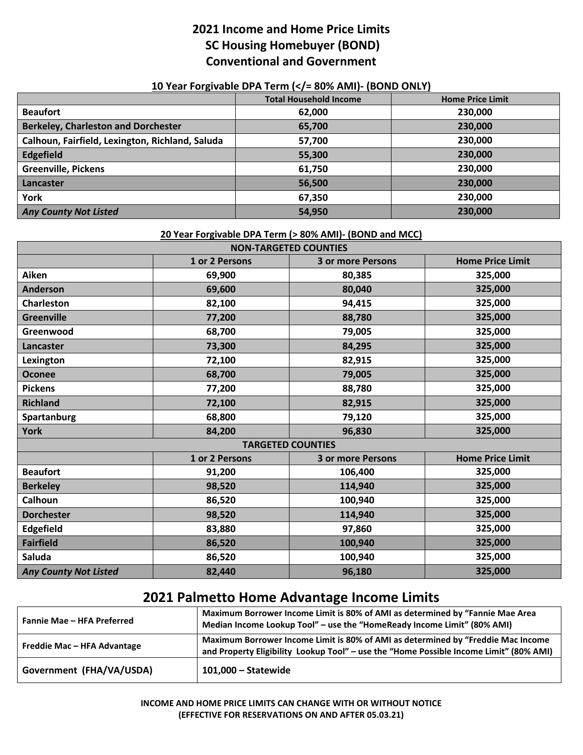# 2021 Income and Home Price Limits
# SC Housing Homebuyer (BOND)
# Conventional and Government

**10 Year Forgivable DPA Term (</= 80% AMI)- (BOND ONLY)**

| | Total Household Income | Home Price Limit |
|---|---|---|
| **Beaufort** | 62,000 | 230,000 |
| **Berkeley, Charleston and Dorchester** | 65,700 | 230,000 |
| **Calhoun, Fairfield, Lexington, Richland, Saluda** | 57,700 | 230,000 |
| **Edgefield** | 55,300 | 230,000 |
| **Greenville, Pickens** | 61,750 | 230,000 |
| **Lancaster** | 56,500 | 230,000 |
| **York** | 67,350 | 230,000 |
| ***Any County Not Listed*** | 54,950 | 230,000 |

**20 Year Forgivable DPA Term (> 80% AMI)- (BOND and MCC)**

| NON-TARGETED COUNTIES | | | |
|---|---|---|---|
| | **1 or 2 Persons** | **3 or more Persons** | **Home Price Limit** |
| **Aiken** | 69,900 | 80,385 | 325,000 |
| **Anderson** | 69,600 | 80,040 | 325,000 |
| **Charleston** | 82,100 | 94,415 | 325,000 |
| **Greenville** | 77,200 | 88,780 | 325,000 |
| **Greenwood** | 68,700 | 79,005 | 325,000 |
| **Lancaster** | 73,300 | 84,295 | 325,000 |
| **Lexington** | 72,100 | 82,915 | 325,000 |
| **Oconee** | 68,700 | 79,005 | 325,000 |
| **Pickens** | 77,200 | 88,780 | 325,000 |
| **Richland** | 72,100 | 82,915 | 325,000 |
| **Spartanburg** | 68,800 | 79,120 | 325,000 |
| **York** | 84,200 | 96,830 | 325,000 |
| **TARGETED COUNTIES** | | | |
| | **1 or 2 Persons** | **3 or more Persons** | **Home Price Limit** |
| **Beaufort** | 91,200 | 106,400 | 325,000 |
| **Berkeley** | 98,520 | 114,940 | 325,000 |
| **Calhoun** | 86,520 | 100,940 | 325,000 |
| **Dorchester** | 98,520 | 114,940 | 325,000 |
| **Edgefield** | 83,880 | 97,860 | 325,000 |
| **Fairfield** | 86,520 | 100,940 | 325,000 |
| **Saluda** | 86,520 | 100,940 | 325,000 |
| ***Any County Not Listed*** | 82,440 | 96,180 | 325,000 |

## 2021 Palmetto Home Advantage Income Limits

| | |
|---|---|
| **Fannie Mae – HFA Preferred** | **Maximum Borrower Income Limit is 80% of AMI as determined by "Fannie Mae Area Median Income Lookup Tool" – use the "HomeReady Income Limit" (80% AMI)** |
| **Freddie Mac – HFA Advantage** | **Maximum Borrower Income Limit is 80% of AMI as determined by "Freddie Mac Income and Property Eligibility Lookup Tool" – use the "Home Possible Income Limit" (80% AMI)** |
| **Government (FHA/VA/USDA)** | **101,000 – Statewide** |

**INCOME AND HOME PRICE LIMITS CAN CHANGE WITH OR WITHOUT NOTICE**
**(EFFECTIVE FOR RESERVATIONS ON AND AFTER 05.03.21)**